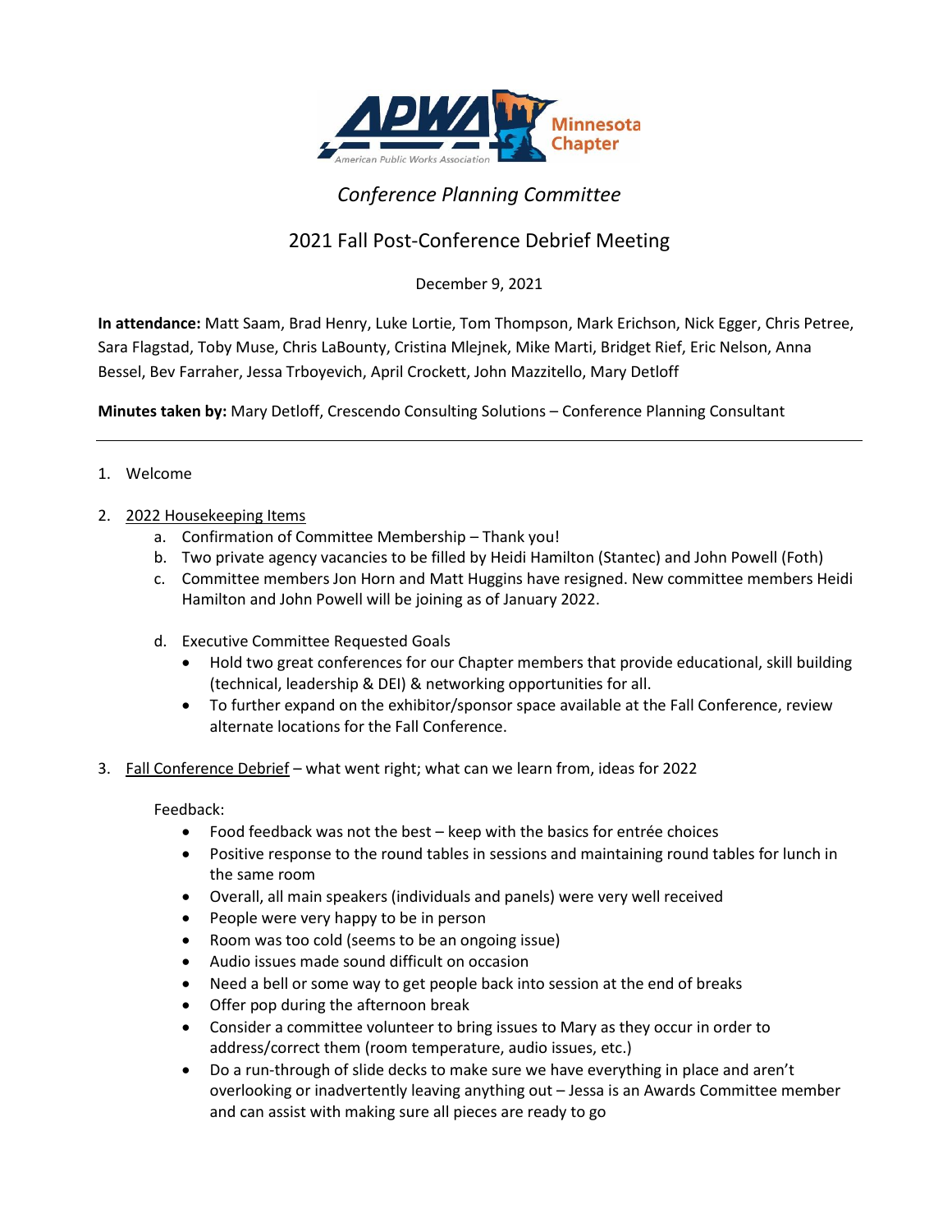*Conference Planning Committee*

# 2021 Fall Post-Conference Debrief Meeting

December 9, 2021

**In attendance:** Matt Saam, Brad Henry, Luke Lortie, Tom Thompson, Mark Erichson, Nick Egger, Chris Petree, Sara Flagstad, Toby Muse, Chris LaBounty, Cristina Mlejnek, Mike Marti, Bridget Rief, Eric Nelson, Anna Bessel, Bev Farraher, Jessa Trboyevich, April Crockett, John Mazzitello, Mary Detloff

**Minutes taken by:** Mary Detloff, Crescendo Consulting Solutions – Conference Planning Consultant

---

1. Welcome

2. 2022 Housekeeping Items
   a. Confirmation of Committee Membership – Thank you!
   b. Two private agency vacancies to be filled by Heidi Hamilton (Stantec) and John Powell (Foth)
   c. Committee members Jon Horn and Matt Huggins have resigned. New committee members Heidi Hamilton and John Powell will be joining as of January 2022.
   d. Executive Committee Requested Goals
      - Hold two great conferences for our Chapter members that provide educational, skill building (technical, leadership & DEI) & networking opportunities for all.
      - To further expand on the exhibitor/sponsor space available at the Fall Conference, review alternate locations for the Fall Conference.

3. Fall Conference Debrief – what went right; what can we learn from, ideas for 2022

   Feedback:
   - Food feedback was not the best – keep with the basics for entrée choices
   - Positive response to the round tables in sessions and maintaining round tables for lunch in the same room
   - Overall, all main speakers (individuals and panels) were very well received
   - People were very happy to be in person
   - Room was too cold (seems to be an ongoing issue)
   - Audio issues made sound difficult on occasion
   - Need a bell or some way to get people back into session at the end of breaks
   - Offer pop during the afternoon break
   - Consider a committee volunteer to bring issues to Mary as they occur in order to address/correct them (room temperature, audio issues, etc.)
   - Do a run-through of slide decks to make sure we have everything in place and aren't overlooking or inadvertently leaving anything out – Jessa is an Awards Committee member and can assist with making sure all pieces are ready to go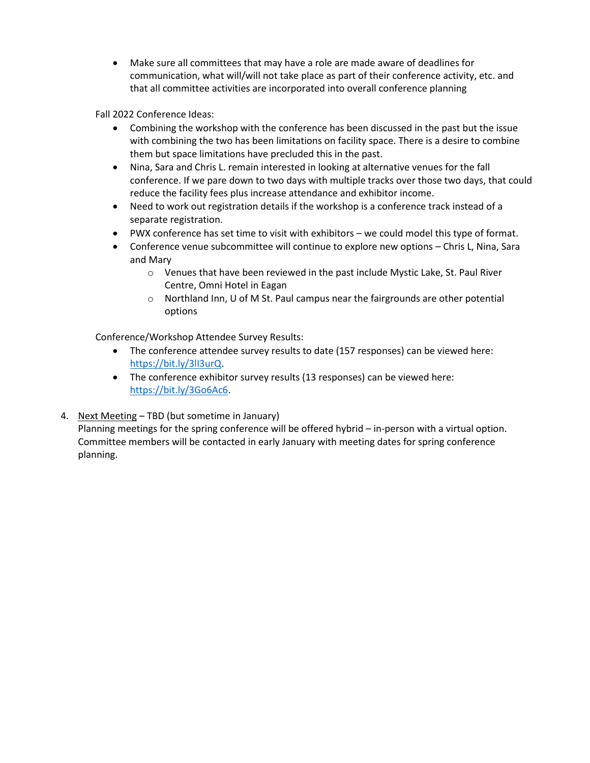- Make sure all committees that may have a role are made aware of deadlines for communication, what will/will not take place as part of their conference activity, etc. and that all committee activities are incorporated into overall conference planning

Fall 2022 Conference Ideas:

- Combining the workshop with the conference has been discussed in the past but the issue with combining the two has been limitations on facility space. There is a desire to combine them but space limitations have precluded this in the past.
- Nina, Sara and Chris L. remain interested in looking at alternative venues for the fall conference. If we pare down to two days with multiple tracks over those two days, that could reduce the facility fees plus increase attendance and exhibitor income.
- Need to work out registration details if the workshop is a conference track instead of a separate registration.
- PWX conference has set time to visit with exhibitors – we could model this type of format.
- Conference venue subcommittee will continue to explore new options – Chris L, Nina, Sara and Mary
  - Venues that have been reviewed in the past include Mystic Lake, St. Paul River Centre, Omni Hotel in Eagan
  - Northland Inn, U of M St. Paul campus near the fairgrounds are other potential options

Conference/Workshop Attendee Survey Results:

- The conference attendee survey results to date (157 responses) can be viewed here: https://bit.ly/3lI3urQ.
- The conference exhibitor survey results (13 responses) can be viewed here: https://bit.ly/3Go6Ac6.

4. Next Meeting – TBD (but sometime in January)
   Planning meetings for the spring conference will be offered hybrid – in-person with a virtual option. Committee members will be contacted in early January with meeting dates for spring conference planning.